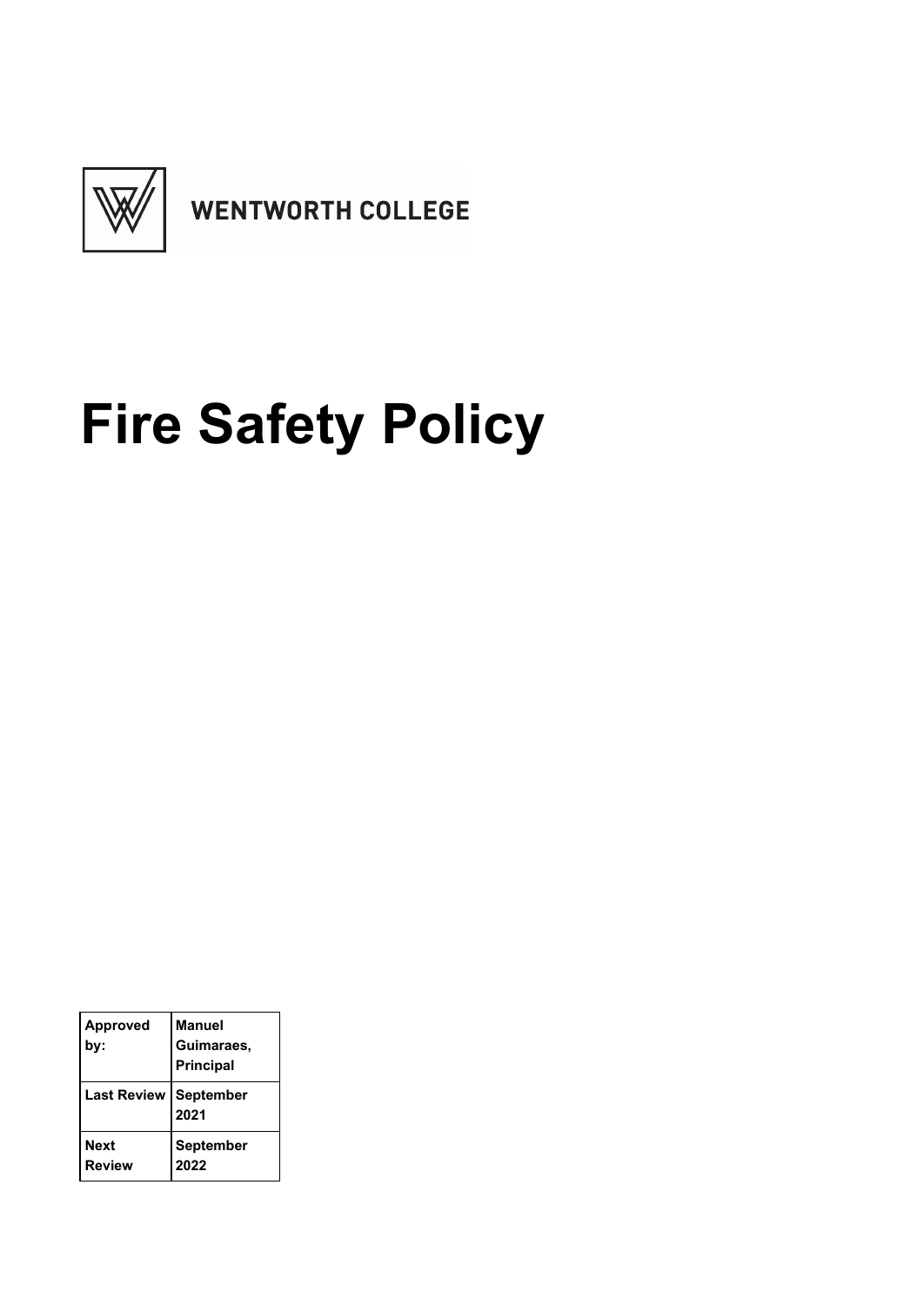WENTWORTH COLLEGE

# Fire Safety Policy

| Approved by: | Manuel Guimaraes, Principal |
|---|---|
| Last Review | September 2021 |
| Next Review | September 2022 |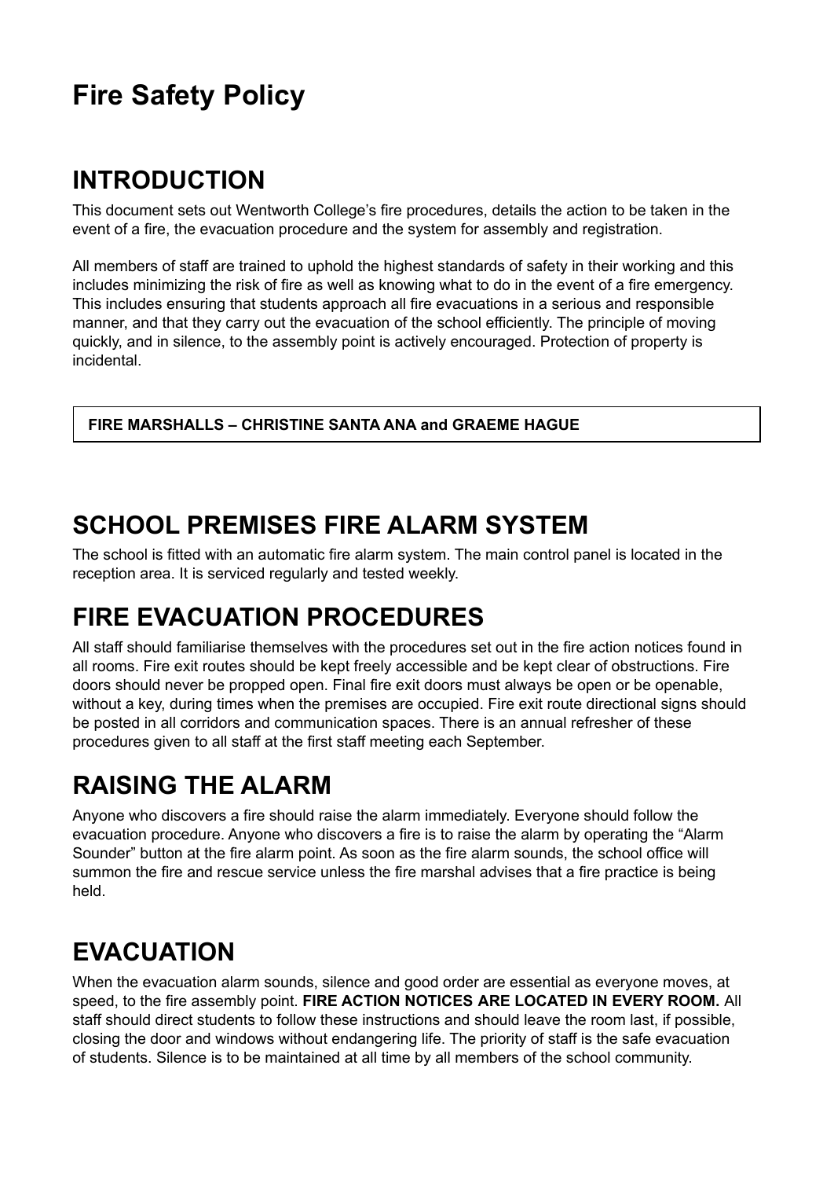# Fire Safety Policy

## INTRODUCTION

This document sets out Wentworth College's fire procedures, details the action to be taken in the event of a fire, the evacuation procedure and the system for assembly and registration.

All members of staff are trained to uphold the highest standards of safety in their working and this includes minimizing the risk of fire as well as knowing what to do in the event of a fire emergency. This includes ensuring that students approach all fire evacuations in a serious and responsible manner, and that they carry out the evacuation of the school efficiently. The principle of moving quickly, and in silence, to the assembly point is actively encouraged. Protection of property is incidental.

**FIRE MARSHALLS – CHRISTINE SANTA ANA and GRAEME HAGUE**

## SCHOOL PREMISES FIRE ALARM SYSTEM

The school is fitted with an automatic fire alarm system. The main control panel is located in the reception area. It is serviced regularly and tested weekly.

## FIRE EVACUATION PROCEDURES

All staff should familiarise themselves with the procedures set out in the fire action notices found in all rooms. Fire exit routes should be kept freely accessible and be kept clear of obstructions. Fire doors should never be propped open. Final fire exit doors must always be open or be openable, without a key, during times when the premises are occupied. Fire exit route directional signs should be posted in all corridors and communication spaces. There is an annual refresher of these procedures given to all staff at the first staff meeting each September.

## RAISING THE ALARM

Anyone who discovers a fire should raise the alarm immediately. Everyone should follow the evacuation procedure. Anyone who discovers a fire is to raise the alarm by operating the "Alarm Sounder" button at the fire alarm point. As soon as the fire alarm sounds, the school office will summon the fire and rescue service unless the fire marshal advises that a fire practice is being held.

## EVACUATION

When the evacuation alarm sounds, silence and good order are essential as everyone moves, at speed, to the fire assembly point. **FIRE ACTION NOTICES ARE LOCATED IN EVERY ROOM.** All staff should direct students to follow these instructions and should leave the room last, if possible, closing the door and windows without endangering life. The priority of staff is the safe evacuation of students. Silence is to be maintained at all time by all members of the school community.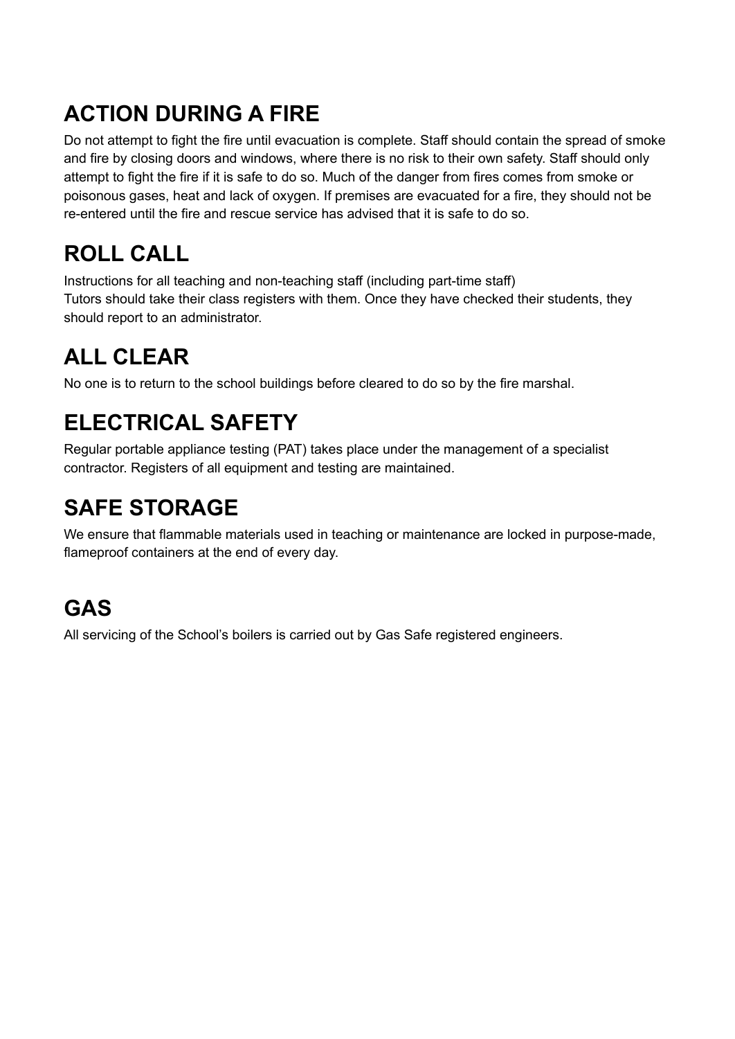## ACTION DURING A FIRE

Do not attempt to fight the fire until evacuation is complete. Staff should contain the spread of smoke and fire by closing doors and windows, where there is no risk to their own safety. Staff should only attempt to fight the fire if it is safe to do so. Much of the danger from fires comes from smoke or poisonous gases, heat and lack of oxygen. If premises are evacuated for a fire, they should not be re-entered until the fire and rescue service has advised that it is safe to do so.

## ROLL CALL

Instructions for all teaching and non-teaching staff (including part-time staff)
Tutors should take their class registers with them. Once they have checked their students, they should report to an administrator.

## ALL CLEAR

No one is to return to the school buildings before cleared to do so by the fire marshal.

## ELECTRICAL SAFETY

Regular portable appliance testing (PAT) takes place under the management of a specialist contractor. Registers of all equipment and testing are maintained.

## SAFE STORAGE

We ensure that flammable materials used in teaching or maintenance are locked in purpose-made, flameproof containers at the end of every day.

## GAS

All servicing of the School's boilers is carried out by Gas Safe registered engineers.